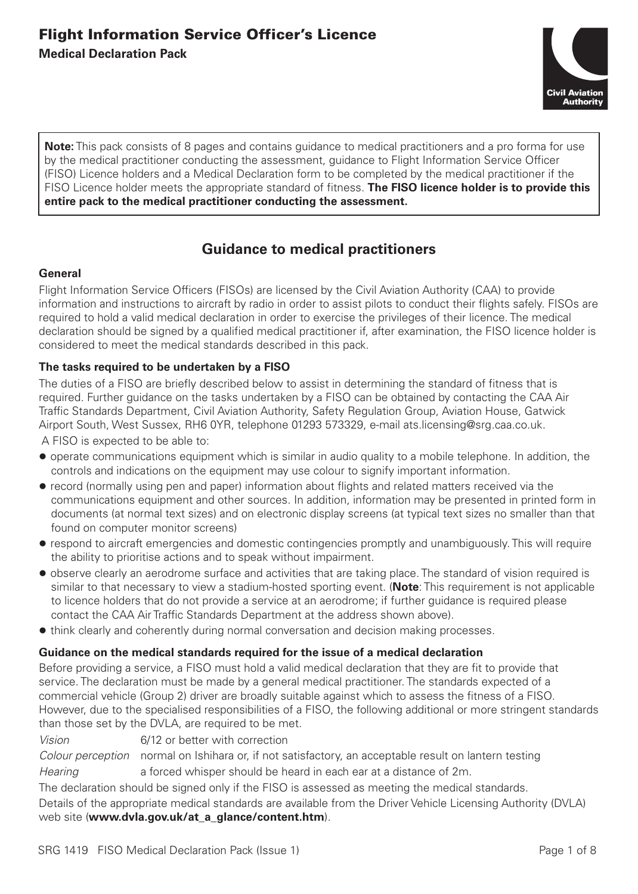# Flight Information Service Officer's Licence

**Medical Declaration Pack**

Civil Aviation Authority

**Note:** This pack consists of 8 pages and contains guidance to medical practitioners and a pro forma for use by the medical practitioner conducting the assessment, guidance to Flight Information Service Officer (FISO) Licence holders and a Medical Declaration form to be completed by the medical practitioner if the FISO Licence holder meets the appropriate standard of fitness. **The FISO licence holder is to provide this entire pack to the medical practitioner conducting the assessment.**

## Guidance to medical practitioners

### General

Flight Information Service Officers (FISOs) are licensed by the Civil Aviation Authority (CAA) to provide information and instructions to aircraft by radio in order to assist pilots to conduct their flights safely. FISOs are required to hold a valid medical declaration in order to exercise the privileges of their licence. The medical declaration should be signed by a qualified medical practitioner if, after examination, the FISO licence holder is considered to meet the medical standards described in this pack.

### The tasks required to be undertaken by a FISO

The duties of a FISO are briefly described below to assist in determining the standard of fitness that is required. Further guidance on the tasks undertaken by a FISO can be obtained by contacting the CAA Air Traffic Standards Department, Civil Aviation Authority, Safety Regulation Group, Aviation House, Gatwick Airport South, West Sussex, RH6 0YR, telephone 01293 573329, e-mail ats.licensing@srg.caa.co.uk.

A FISO is expected to be able to:

- operate communications equipment which is similar in audio quality to a mobile telephone. In addition, the controls and indications on the equipment may use colour to signify important information.
- record (normally using pen and paper) information about flights and related matters received via the communications equipment and other sources. In addition, information may be presented in printed form in documents (at normal text sizes) and on electronic display screens (at typical text sizes no smaller than that found on computer monitor screens)
- respond to aircraft emergencies and domestic contingencies promptly and unambiguously. This will require the ability to prioritise actions and to speak without impairment.
- observe clearly an aerodrome surface and activities that are taking place. The standard of vision required is similar to that necessary to view a stadium-hosted sporting event. (**Note**: This requirement is not applicable to licence holders that do not provide a service at an aerodrome; if further guidance is required please contact the CAA Air Traffic Standards Department at the address shown above).
- think clearly and coherently during normal conversation and decision making processes.

### Guidance on the medical standards required for the issue of a medical declaration

Before providing a service, a FISO must hold a valid medical declaration that they are fit to provide that service. The declaration must be made by a general medical practitioner. The standards expected of a commercial vehicle (Group 2) driver are broadly suitable against which to assess the fitness of a FISO. However, due to the specialised responsibilities of a FISO, the following additional or more stringent standards than those set by the DVLA, are required to be met.

*Vision* 6/12 or better with correction

*Colour perception* normal on Ishihara or, if not satisfactory, an acceptable result on lantern testing

*Hearing* a forced whisper should be heard in each ear at a distance of 2m.

The declaration should be signed only if the FISO is assessed as meeting the medical standards.

Details of the appropriate medical standards are available from the Driver Vehicle Licensing Authority (DVLA) web site (**www.dvla.gov.uk/at_a_glance/content.htm**).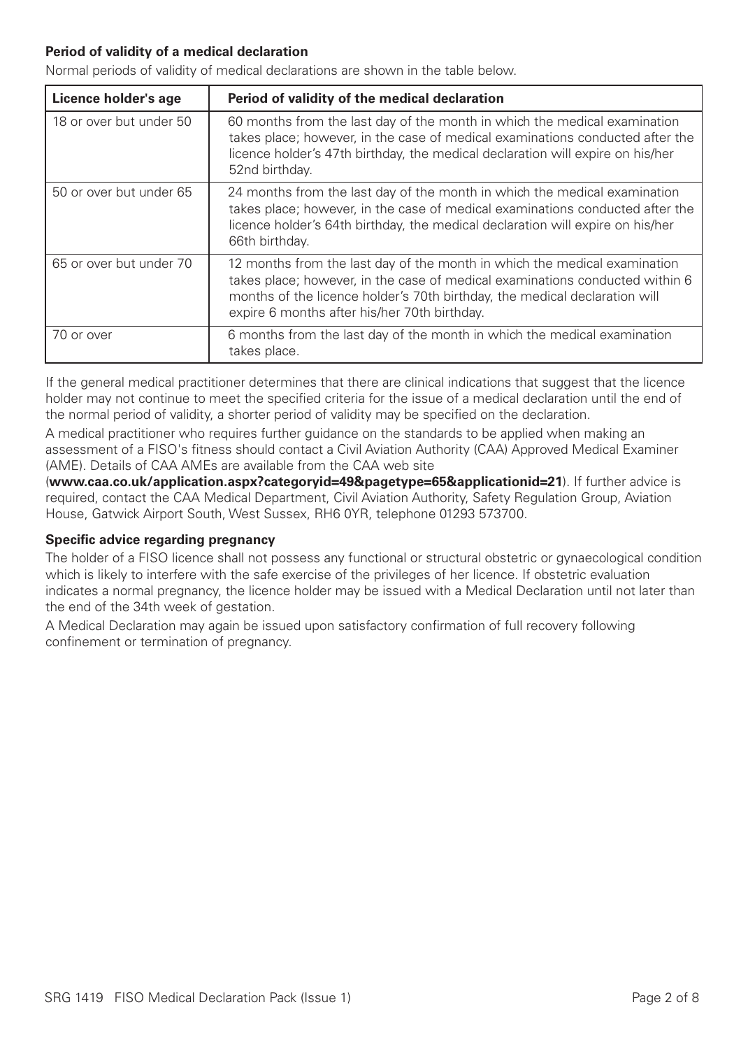**Period of validity of a medical declaration**

Normal periods of validity of medical declarations are shown in the table below.

| Licence holder's age | Period of validity of the medical declaration |
| --- | --- |
| 18 or over but under 50 | 60 months from the last day of the month in which the medical examination takes place; however, in the case of medical examinations conducted after the licence holder's 47th birthday, the medical declaration will expire on his/her 52nd birthday. |
| 50 or over but under 65 | 24 months from the last day of the month in which the medical examination takes place; however, in the case of medical examinations conducted after the licence holder's 64th birthday, the medical declaration will expire on his/her 66th birthday. |
| 65 or over but under 70 | 12 months from the last day of the month in which the medical examination takes place; however, in the case of medical examinations conducted within 6 months of the licence holder's 70th birthday, the medical declaration will expire 6 months after his/her 70th birthday. |
| 70 or over | 6 months from the last day of the month in which the medical examination takes place. |

If the general medical practitioner determines that there are clinical indications that suggest that the licence holder may not continue to meet the specified criteria for the issue of a medical declaration until the end of the normal period of validity, a shorter period of validity may be specified on the declaration.

A medical practitioner who requires further guidance on the standards to be applied when making an assessment of a FISO's fitness should contact a Civil Aviation Authority (CAA) Approved Medical Examiner (AME). Details of CAA AMEs are available from the CAA web site (**www.caa.co.uk/application.aspx?categoryid=49&pagetype=65&applicationid=21**). If further advice is required, contact the CAA Medical Department, Civil Aviation Authority, Safety Regulation Group, Aviation House, Gatwick Airport South, West Sussex, RH6 0YR, telephone 01293 573700.

**Specific advice regarding pregnancy**

The holder of a FISO licence shall not possess any functional or structural obstetric or gynaecological condition which is likely to interfere with the safe exercise of the privileges of her licence. If obstetric evaluation indicates a normal pregnancy, the licence holder may be issued with a Medical Declaration until not later than the end of the 34th week of gestation.

A Medical Declaration may again be issued upon satisfactory confirmation of full recovery following confinement or termination of pregnancy.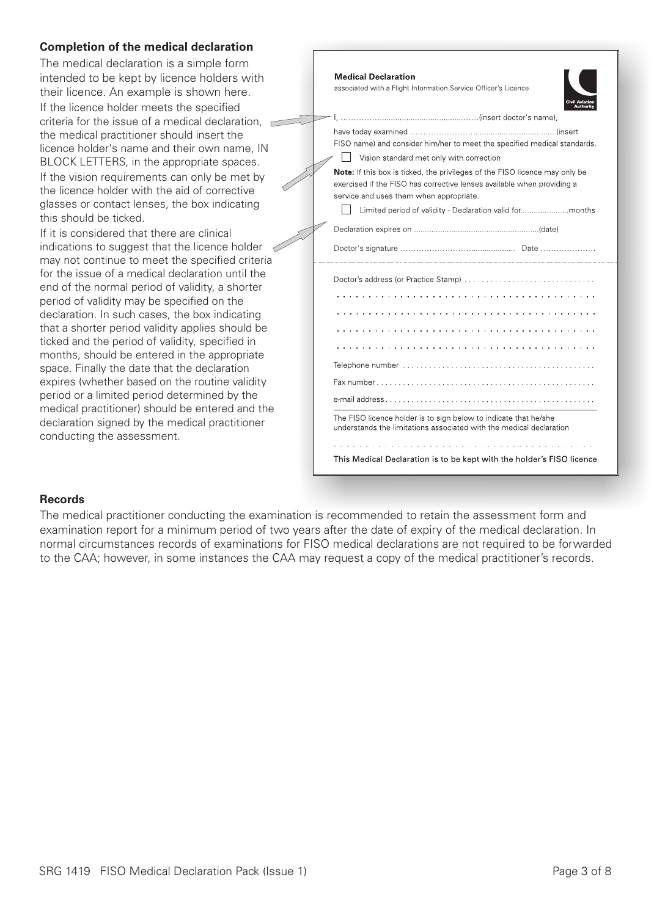### Completion of the medical declaration

The medical declaration is a simple form intended to be kept by licence holders with their licence. An example is shown here.

If the licence holder meets the specified criteria for the issue of a medical declaration, the medical practitioner should insert the licence holder's name and their own name, IN BLOCK LETTERS, in the appropriate spaces.

If the vision requirements can only be met by the licence holder with the aid of corrective glasses or contact lenses, the box indicating this should be ticked.

If it is considered that there are clinical indications to suggest that the licence holder may not continue to meet the specified criteria for the issue of a medical declaration until the end of the normal period of validity, a shorter period of validity may be specified on the declaration. In such cases, the box indicating that a shorter period validity applies should be ticked and the period of validity, specified in months, should be entered in the appropriate space. Finally the date that the declaration expires (whether based on the routine validity period or a limited period determined by the medical practitioner) should be entered and the declaration signed by the medical practitioner conducting the assessment.

---

**Medical Declaration**
associated with a Flight Information Service Officer's Licence

Civil Aviation Authority

I, ......................................................(insert doctor's name),

have today examined ...................................................... (insert FISO name) and consider him/her to meet the specified medical standards.

☐ Vision standard met only with correction

**Note:** If this box is ticked, the privileges of the FISO licence may only be exercised if the FISO has corrective lenses available when providing a service and uses them when appropriate.

☐ Limited period of validity - Declaration valid for....................months

Declaration expires on ......................................................(date)

Doctor's signature ........................................ Date ....................

Doctor's address (or Practice Stamp) ............................

........................................

........................................

........................................

........................................

Telephone number ............................................

Fax number ....................................................

e-mail address ................................................

The FISO licence holder is to sign below to indicate that he/she understands the limitations associated with the medical declaration

........................................

This Medical Declaration is to be kept with the holder's FISO licence

---

### Records

The medical practitioner conducting the examination is recommended to retain the assessment form and examination report for a minimum period of two years after the date of expiry of the medical declaration. In normal circumstances records of examinations for FISO medical declarations are not required to be forwarded to the CAA; however, in some instances the CAA may request a copy of the medical practitioner's records.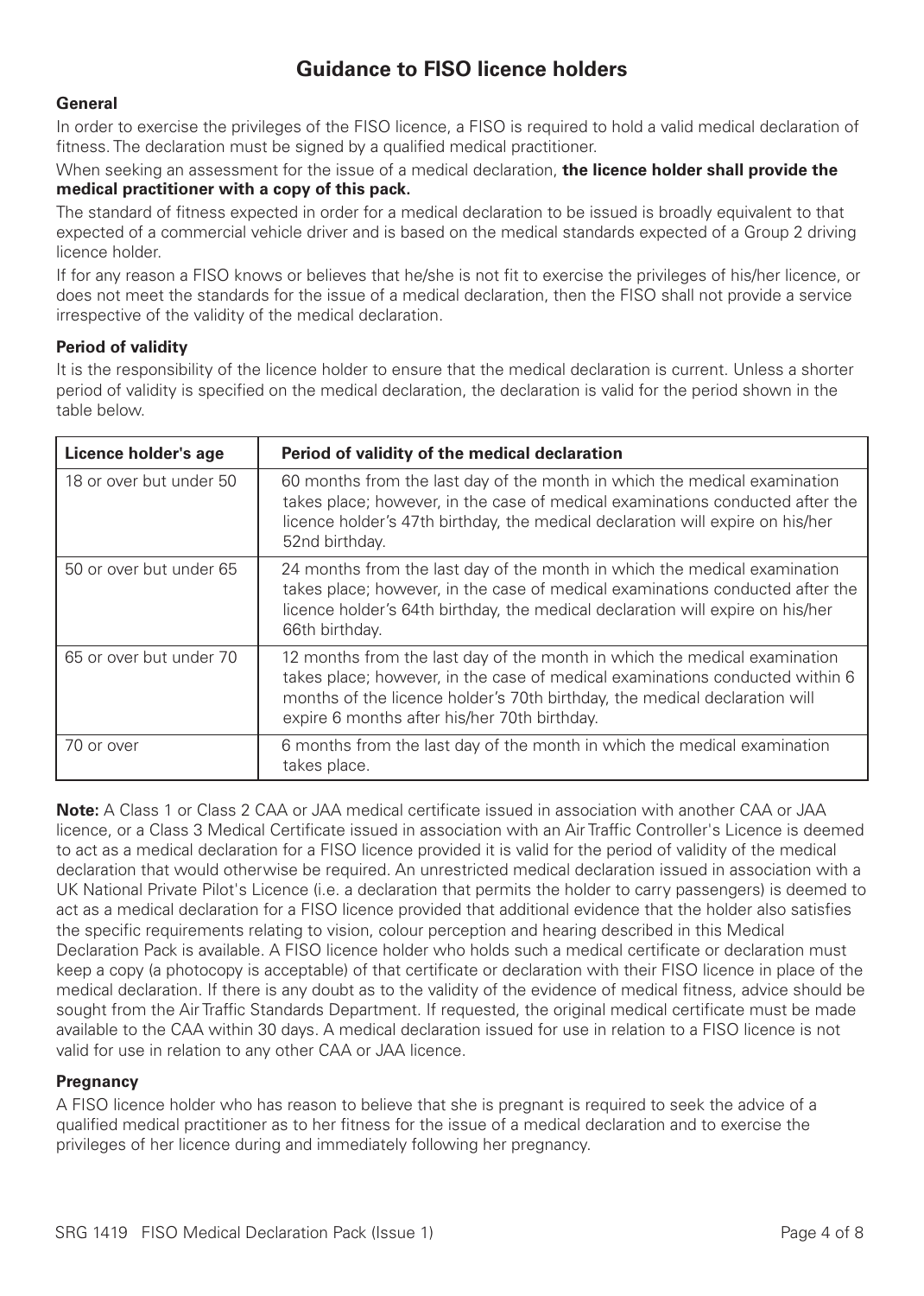# Guidance to FISO licence holders

### General

In order to exercise the privileges of the FISO licence, a FISO is required to hold a valid medical declaration of fitness. The declaration must be signed by a qualified medical practitioner.

When seeking an assessment for the issue of a medical declaration, **the licence holder shall provide the medical practitioner with a copy of this pack.**

The standard of fitness expected in order for a medical declaration to be issued is broadly equivalent to that expected of a commercial vehicle driver and is based on the medical standards expected of a Group 2 driving licence holder.

If for any reason a FISO knows or believes that he/she is not fit to exercise the privileges of his/her licence, or does not meet the standards for the issue of a medical declaration, then the FISO shall not provide a service irrespective of the validity of the medical declaration.

### Period of validity

It is the responsibility of the licence holder to ensure that the medical declaration is current. Unless a shorter period of validity is specified on the medical declaration, the declaration is valid for the period shown in the table below.

| Licence holder's age | Period of validity of the medical declaration |
| --- | --- |
| 18 or over but under 50 | 60 months from the last day of the month in which the medical examination takes place; however, in the case of medical examinations conducted after the licence holder's 47th birthday, the medical declaration will expire on his/her 52nd birthday. |
| 50 or over but under 65 | 24 months from the last day of the month in which the medical examination takes place; however, in the case of medical examinations conducted after the licence holder's 64th birthday, the medical declaration will expire on his/her 66th birthday. |
| 65 or over but under 70 | 12 months from the last day of the month in which the medical examination takes place; however, in the case of medical examinations conducted within 6 months of the licence holder's 70th birthday, the medical declaration will expire 6 months after his/her 70th birthday. |
| 70 or over | 6 months from the last day of the month in which the medical examination takes place. |

**Note:** A Class 1 or Class 2 CAA or JAA medical certificate issued in association with another CAA or JAA licence, or a Class 3 Medical Certificate issued in association with an Air Traffic Controller's Licence is deemed to act as a medical declaration for a FISO licence provided it is valid for the period of validity of the medical declaration that would otherwise be required. An unrestricted medical declaration issued in association with a UK National Private Pilot's Licence (i.e. a declaration that permits the holder to carry passengers) is deemed to act as a medical declaration for a FISO licence provided that additional evidence that the holder also satisfies the specific requirements relating to vision, colour perception and hearing described in this Medical Declaration Pack is available. A FISO licence holder who holds such a medical certificate or declaration must keep a copy (a photocopy is acceptable) of that certificate or declaration with their FISO licence in place of the medical declaration. If there is any doubt as to the validity of the evidence of medical fitness, advice should be sought from the Air Traffic Standards Department. If requested, the original medical certificate must be made available to the CAA within 30 days. A medical declaration issued for use in relation to a FISO licence is not valid for use in relation to any other CAA or JAA licence.

### Pregnancy

A FISO licence holder who has reason to believe that she is pregnant is required to seek the advice of a qualified medical practitioner as to her fitness for the issue of a medical declaration and to exercise the privileges of her licence during and immediately following her pregnancy.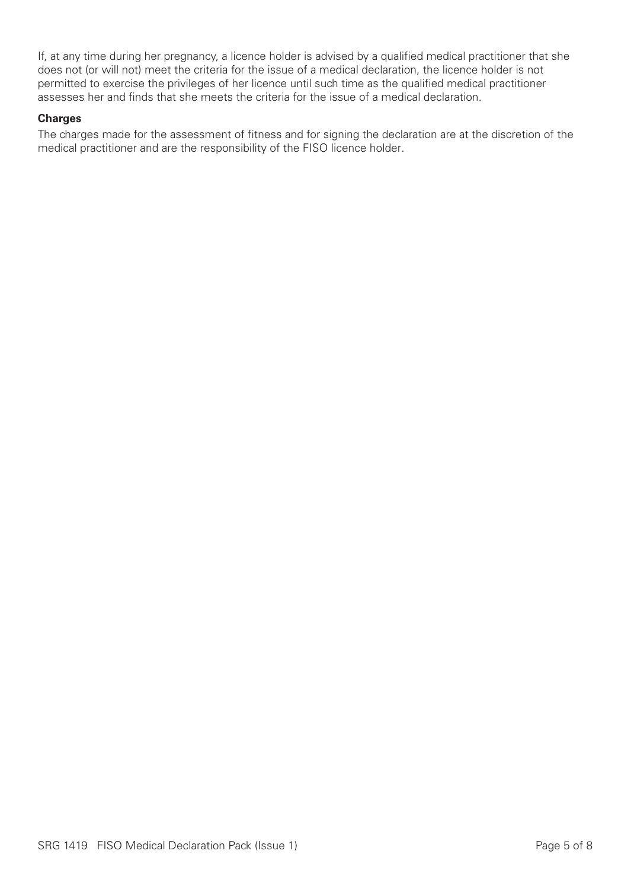If, at any time during her pregnancy, a licence holder is advised by a qualified medical practitioner that she does not (or will not) meet the criteria for the issue of a medical declaration, the licence holder is not permitted to exercise the privileges of her licence until such time as the qualified medical practitioner assesses her and finds that she meets the criteria for the issue of a medical declaration.

**Charges**

The charges made for the assessment of fitness and for signing the declaration are at the discretion of the medical practitioner and are the responsibility of the FISO licence holder.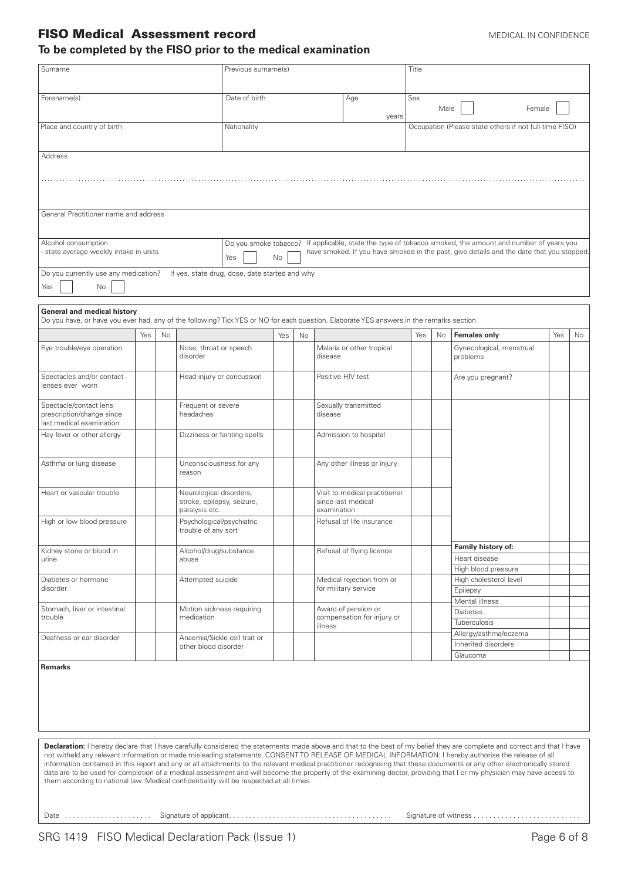# FISO Medical Assessment record

MEDICAL IN CONFIDENCE

## To be completed by the FISO prior to the medical examination

| Surname | Previous surname(s) | | Title |
|---|---|---|---|
| Forename(s) | Date of birth | Age years | Sex Male ☐ Female ☐ |
| Place and country of birth | Nationality | | Occupation (Please state others if not full-time FISO) |

Address

General Practitioner name and address

| Alcohol consumption - state average weekly intake in units | Do you smoke tobacco? Yes ☐ No ☐ | If applicable, state the type of tobacco smoked, the amount and number of years you have smoked. If you have smoked in the past, give details and the date that you stopped. |
|---|---|---|

Do you currently use any medication? Yes ☐ No ☐ If yes, state drug, dose, date started and why

**General and medical history**

Do you have, or have you ever had, any of the following? Tick YES or NO for each question. Elaborate YES answers in the remarks section.

| | Yes | No | | Yes | No | | Yes | No | **Females only** | Yes | No |
|---|---|---|---|---|---|---|---|---|---|---|---|
| Eye trouble/eye operation | | | Nose, throat or speech disorder | | | Malaria or other tropical disease | | | Gynecological, menstrual problems | | |
| Spectacles and/or contact lenses ever worn | | | Head injury or concussion | | | Positive HIV test | | | Are you pregnant? | | |
| Spectacle/contact lens prescription/change since last medical examination | | | Frequent or severe headaches | | | Sexually transmitted disease | | | | | |
| Hay fever or other allergy | | | Dizziness or fainting spells | | | Admission to hospital | | | | | |
| Asthma or lung disease | | | Unconsciousness for any reason | | | Any other illness or injury | | | | | |
| Heart or vascular trouble | | | Neurological disorders, stroke, epilepsy, seizure, paralysis etc. | | | Visit to medical practitioner since last medical examination | | | | | |
| High or low blood pressure | | | Psychological/psychiatric trouble of any sort | | | Refusal of life insurance | | | | | |
| Kidney stone or blood in urine | | | Alcohol/drug/substance abuse | | | Refusal of flying licence | | | **Family history of:** | | |
| | | | | | | | | | Heart disease | | |
| | | | | | | | | | High blood pressure | | |
| Diabetes or hormone disorder | | | Attempted suicide | | | Medical rejection from or for military service | | | High cholesterol level | | |
| | | | | | | | | | Epilepsy | | |
| | | | | | | | | | Mental illness | | |
| Stomach, liver or intestinal trouble | | | Motion sickness requiring medication | | | Award of pension or compensation for injury or illness | | | Diabetes | | |
| | | | | | | | | | Tuberculosis | | |
| Deafness or ear disorder | | | Anaemia/Sickle cell trait or other blood disorder | | | | | | Allergy/asthma/eczema | | |
| | | | | | | | | | Inherited disorders | | |
| | | | | | | | | | Glaucoma | | |

**Remarks**

**Declaration:** I hereby declare that I have carefully considered the statements made above and that to the best of my belief they are complete and correct and that I have not witheld any relevant information or made misleading statements. CONSENT TO RELEASE OF MEDICAL INFORMATION: I hereby authorise the release of all information contained in this report and any or all attachments to the relevant medical practitioner recognising that these documents or any other electronically stored data are to be used for completion of a medical assessment and will become the property of the examining doctor, providing that I or my physician may have access to them according to national law. Medical confidentiality will be respected at all times.

Date ...................... Signature of applicant........................................ Signature of witness ..........................

SRG 1419 FISO Medical Declaration Pack (Issue 1)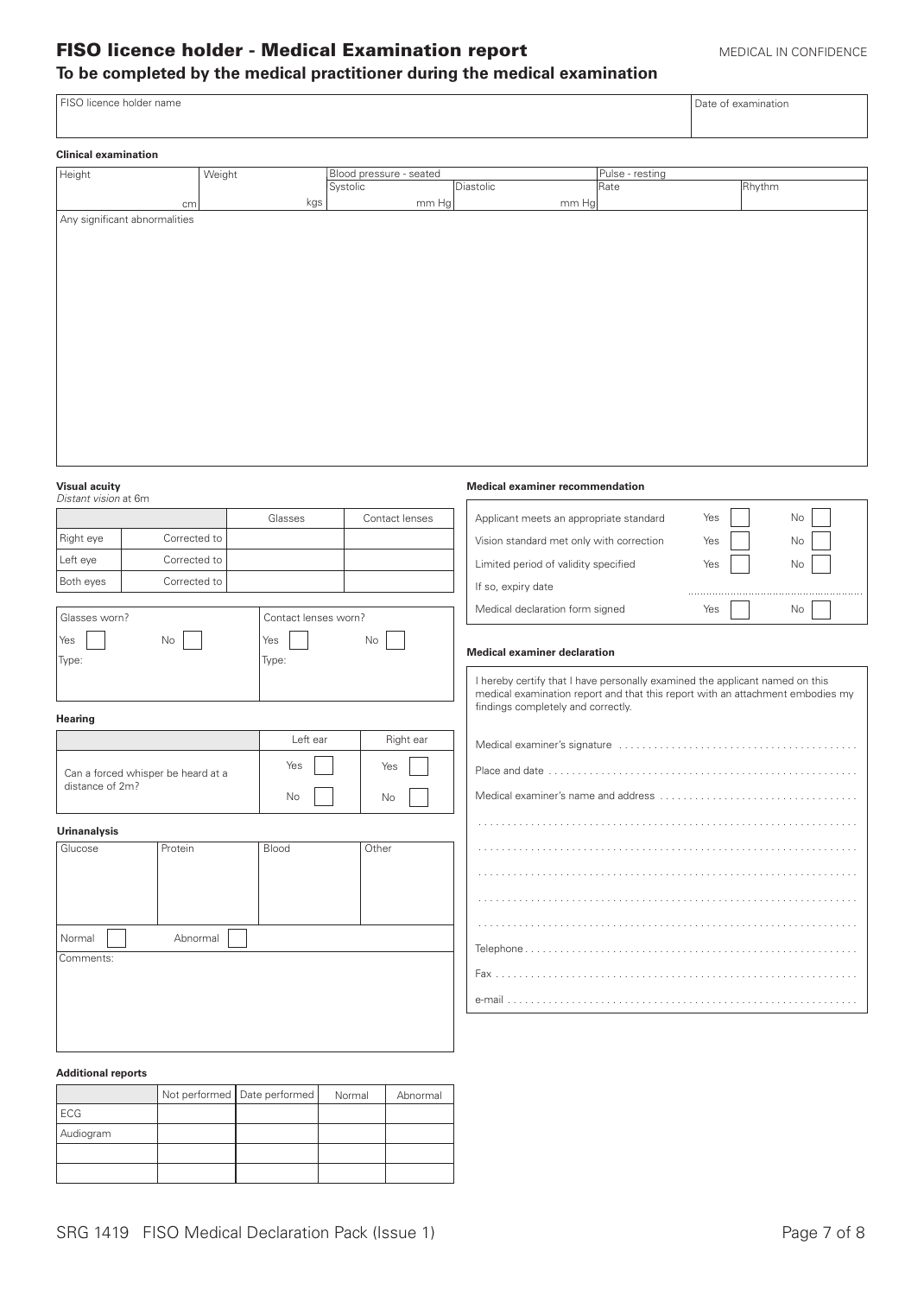# FISO licence holder - Medical Examination report

MEDICAL IN CONFIDENCE

## To be completed by the medical practitioner during the medical examination

| FISO licence holder name | Date of examination |
|---|---|
| | |

### Clinical examination

| Height | Weight | Blood pressure - seated | | Pulse - resting | |
|---|---|---|---|---|---|
| | | Systolic | Diastolic | Rate | Rhythm |
| cm | kgs | mm Hg | mm Hg | | |

Any significant abnormalities

### Visual acuity

*Distant vision* at 6m

| | | Glasses | Contact lenses |
|---|---|---|---|
| Right eye | Corrected to | | |
| Left eye | Corrected to | | |
| Both eyes | Corrected to | | |

| Glasses worn? | Contact lenses worn? |
|---|---|
| Yes ☐ No ☐ | Yes ☐ No ☐ |
| Type: | Type: |

### Hearing

| | Left ear | Right ear |
|---|---|---|
| Can a forced whisper be heard at a distance of 2m? | Yes ☐ No ☐ | Yes ☐ No ☐ |

### Urinanalysis

| Glucose | Protein | Blood | Other |
|---|---|---|---|
| | | | |

Normal ☐ Abnormal ☐

Comments:

### Additional reports

| | Not performed | Date performed | Normal | Abnormal |
|---|---|---|---|---|
| ECG | | | | |
| Audiogram | | | | |
| | | | | |
| | | | | |

### Medical examiner recommendation

| | | |
|---|---|---|
| Applicant meets an appropriate standard | Yes ☐ | No ☐ |
| Vision standard met only with correction | Yes ☐ | No ☐ |
| Limited period of validity specified | Yes ☐ | No ☐ |
| If so, expiry date | | |
| Medical declaration form signed | Yes ☐ | No ☐ |

### Medical examiner declaration

I hereby certify that I have personally examined the applicant named on this medical examination report and that this report with an attachment embodies my findings completely and correctly.

Medical examiner's signature ........................................

Place and date ........................................

Medical examiner's name and address ........................................

........................................

........................................

........................................

........................................

........................................

Telephone ........................................

Fax ........................................

e-mail ........................................

SRG 1419 FISO Medical Declaration Pack (Issue 1)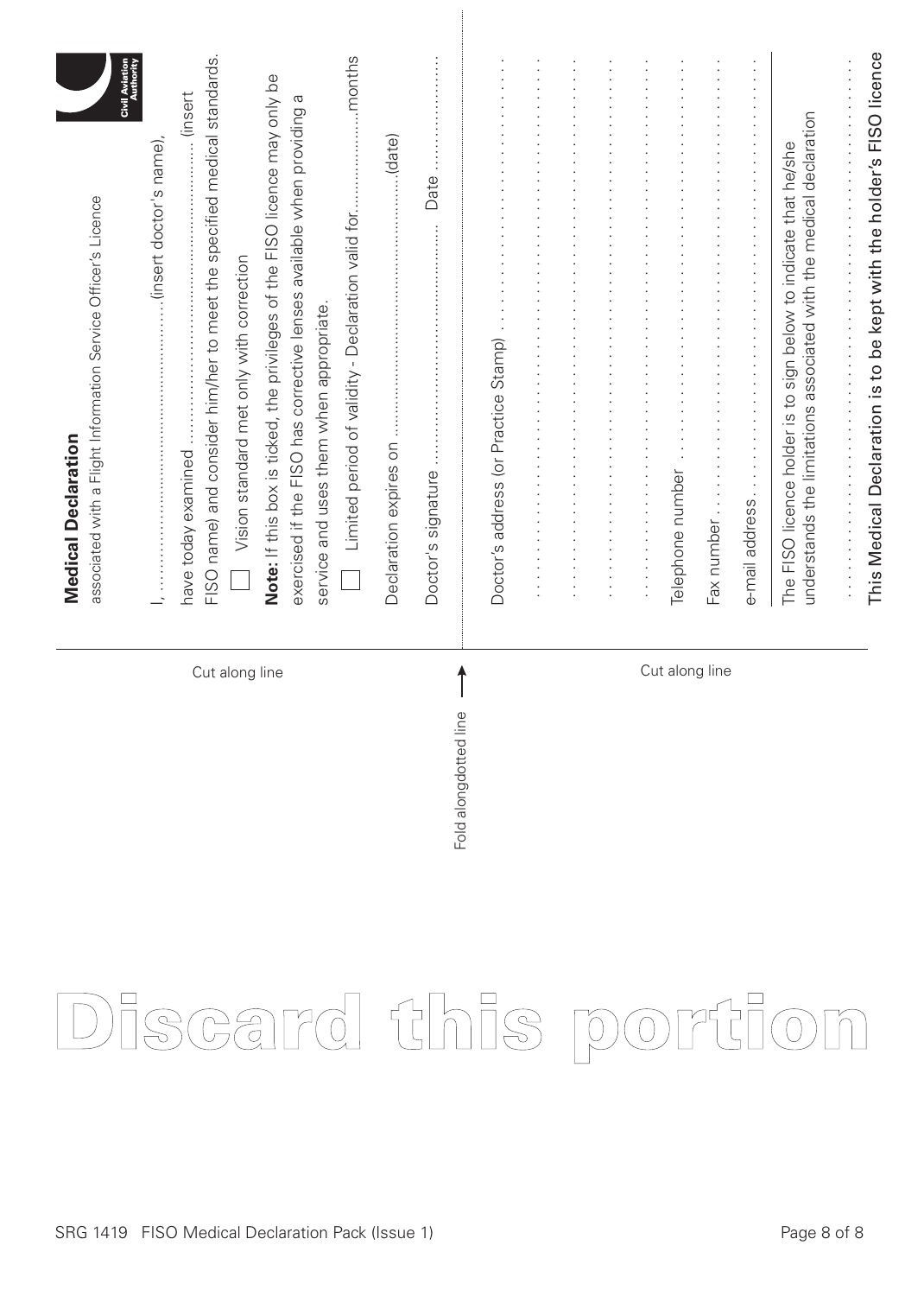## Medical Declaration

associated with a Flight Information Service Officer's Licence

Civil Aviation Authority

I, ................................................(insert doctor's name),

have today examined ............................................................ (insert FISO name) and consider him/her to meet the specified medical standards.

☐ Vision standard met only with correction

**Note:** If this box is ticked, the privileges of the FISO licence may only be exercised if the FISO has corrective lenses available when providing a service and uses them when appropriate.

☐ Limited period of validity - Declaration valid for....................months

Declaration expires on ..................................................(date)

Doctor's signature .................................... Date ..................

Doctor's address (or Practice Stamp) ..........................................

..........................................................................

..........................................................................

..........................................................................

..........................................................................

Telephone number ..........................................................

Fax number ..................................................................

e-mail address ..............................................................

The FISO licence holder is to sign below to indicate that he/she understands the limitations associated with the medical declaration

..........................................................................

This Medical Declaration is to be kept with the holder's FISO licence

Cut along line

Fold alongdotted line

Cut along line

Discard this portion

SRG 1419 FISO Medical Declaration Pack (Issue 1)